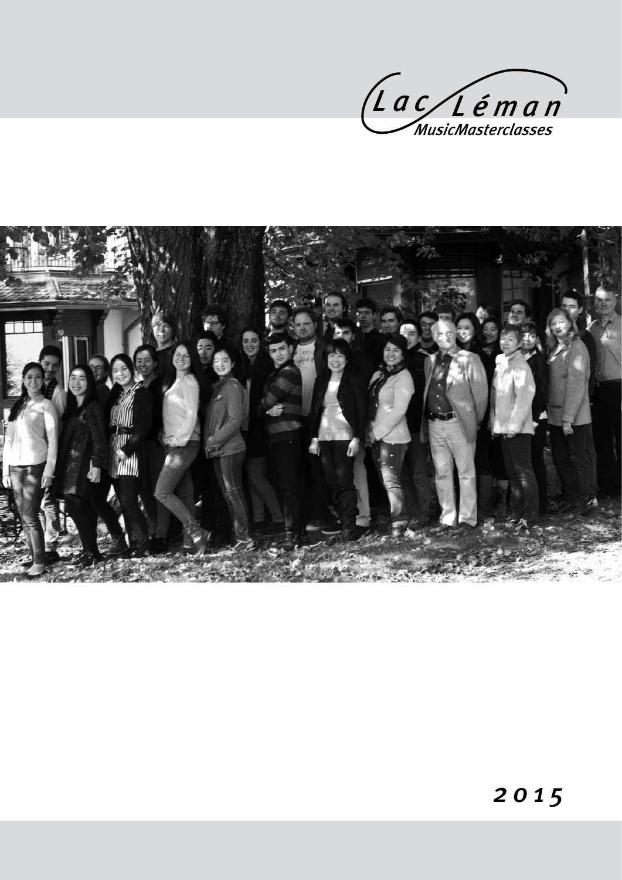Lac Léman

MusicMasterclasses

2015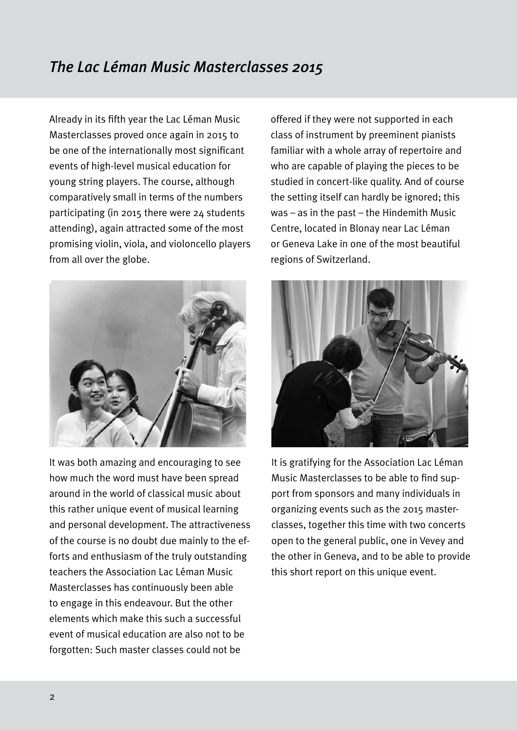# *The Lac Léman Music Masterclasses 2015*

Already in its fifth year the Lac Léman Music Masterclasses proved once again in 2015 to be one of the internationally most significant events of high-level musical education for young string players. The course, although comparatively small in terms of the numbers participating (in 2015 there were 24 students attending), again attracted some of the most promising violin, viola, and violoncello players from all over the globe.

It was both amazing and encouraging to see how much the word must have been spread around in the world of classical music about this rather unique event of musical learning and personal development. The attractiveness of the course is no doubt due mainly to the efforts and enthusiasm of the truly outstanding teachers the Association Lac Léman Music Masterclasses has continuously been able to engage in this endeavour. But the other elements which make this such a successful event of musical education are also not to be forgotten: Such master classes could not be offered if they were not supported in each class of instrument by preeminent pianists familiar with a whole array of repertoire and who are capable of playing the pieces to be studied in concert-like quality. And of course the setting itself can hardly be ignored; this was – as in the past – the Hindemith Music Centre, located in Blonay near Lac Léman or Geneva Lake in one of the most beautiful regions of Switzerland.

It is gratifying for the Association Lac Léman Music Masterclasses to be able to find support from sponsors and many individuals in organizing events such as the 2015 masterclasses, together this time with two concerts open to the general public, one in Vevey and the other in Geneva, and to be able to provide this short report on this unique event.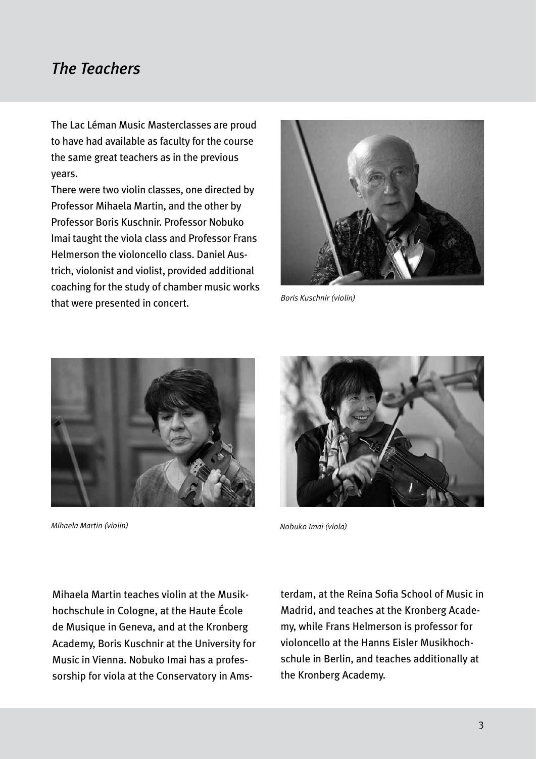## *The Teachers*

The Lac Léman Music Masterclasses are proud to have had available as faculty for the course the same great teachers as in the previous years.

There were two violin classes, one directed by Professor Mihaela Martin, and the other by Professor Boris Kuschnir. Professor Nobuko Imai taught the viola class and Professor Frans Helmerson the violoncello class. Daniel Austrich, violonist and violist, provided additional coaching for the study of chamber music works that were presented in concert.

*Boris Kuschnir (violin)*

*Mihaela Martin (violin)*

*Nobuko Imai (viola)*

Mihaela Martin teaches violin at the Musikhochschule in Cologne, at the Haute École de Musique in Geneva, and at the Kronberg Academy, Boris Kuschnir at the University for Music in Vienna. Nobuko Imai has a professorship for viola at the Conservatory in Amsterdam, at the Reina Sofia School of Music in Madrid, and teaches at the Kronberg Academy, while Frans Helmerson is professor for violoncello at the Hanns Eisler Musikhochschule in Berlin, and teaches additionally at the Kronberg Academy.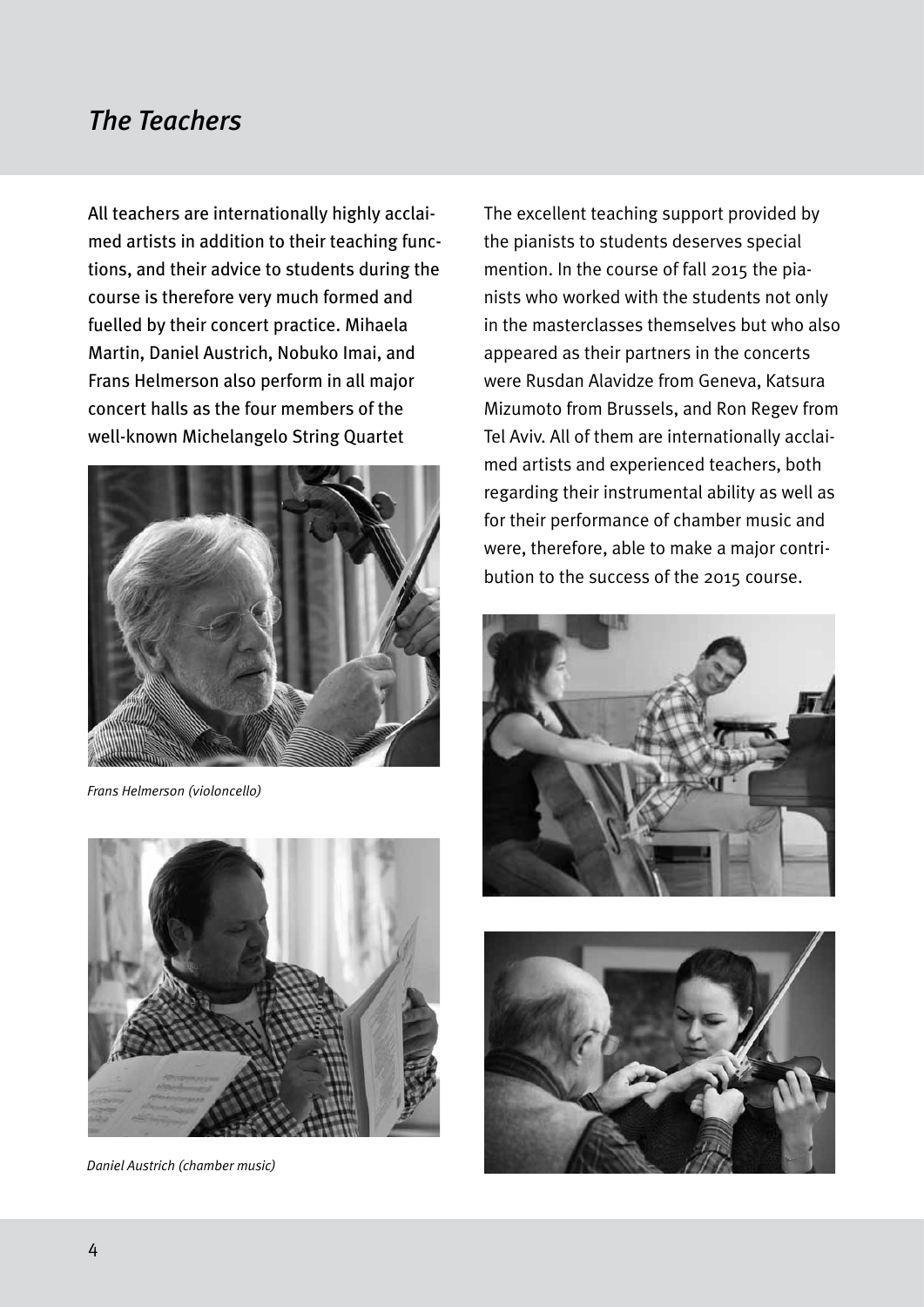## *The Teachers*

All teachers are internationally highly acclaimed artists in addition to their teaching functions, and their advice to students during the course is therefore very much formed and fuelled by their concert practice. Mihaela Martin, Daniel Austrich, Nobuko Imai, and Frans Helmerson also perform in all major concert halls as the four members of the well-known Michelangelo String Quartet

*Frans Helmerson (violoncello)*

*Daniel Austrich (chamber music)*

The excellent teaching support provided by the pianists to students deserves special mention. In the course of fall 2015 the pianists who worked with the students not only in the masterclasses themselves but who also appeared as their partners in the concerts were Rusdan Alavidze from Geneva, Katsura Mizumoto from Brussels, and Ron Regev from Tel Aviv. All of them are internationally acclaimed artists and experienced teachers, both regarding their instrumental ability as well as for their performance of chamber music and were, therefore, able to make a major contribution to the success of the 2015 course.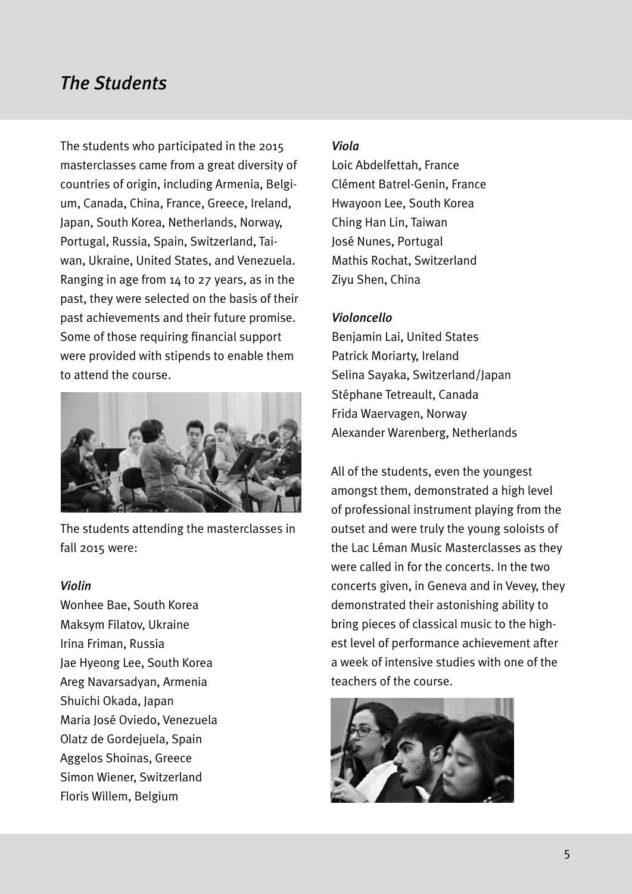## *The Students*

The students who participated in the 2015 masterclasses came from a great diversity of countries of origin, including Armenia, Belgium, Canada, China, France, Greece, Ireland, Japan, South Korea, Netherlands, Norway, Portugal, Russia, Spain, Switzerland, Taiwan, Ukraine, United States, and Venezuela. Ranging in age from 14 to 27 years, as in the past, they were selected on the basis of their past achievements and their future promise. Some of those requiring financial support were provided with stipends to enable them to attend the course.

The students attending the masterclasses in fall 2015 were:

*Violin*

Wonhee Bae, South Korea
Maksym Filatov, Ukraine
Irina Friman, Russia
Jae Hyeong Lee, South Korea
Areg Navarsadyan, Armenia
Shuichi Okada, Japan
Maria José Oviedo, Venezuela
Olatz de Gordejuela, Spain
Aggelos Shoinas, Greece
Simon Wiener, Switzerland
Floris Willem, Belgium

*Viola*

Loic Abdelfettah, France
Clément Batrel-Genin, France
Hwayoon Lee, South Korea
Ching Han Lin, Taiwan
José Nunes, Portugal
Mathis Rochat, Switzerland
Ziyu Shen, China

*Violoncello*

Benjamin Lai, United States
Patrick Moriarty, Ireland
Selina Sayaka, Switzerland/Japan
Stéphane Tetreault, Canada
Frida Waervagen, Norway
Alexander Warenberg, Netherlands

All of the students, even the youngest amongst them, demonstrated a high level of professional instrument playing from the outset and were truly the young soloists of the Lac Léman Music Masterclasses as they were called in for the concerts. In the two concerts given, in Geneva and in Vevey, they demonstrated their astonishing ability to bring pieces of classical music to the highest level of performance achievement after a week of intensive studies with one of the teachers of the course.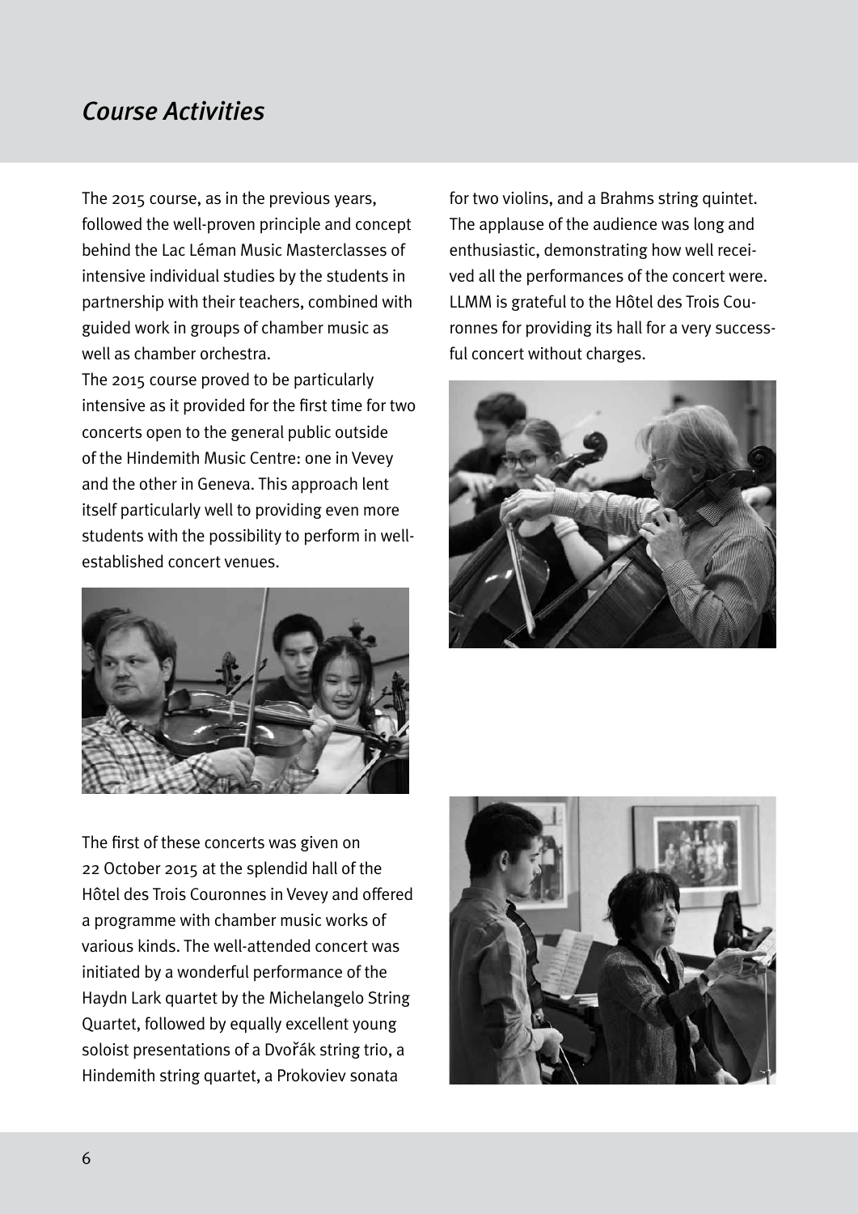## *Course Activities*

The 2015 course, as in the previous years, followed the well-proven principle and concept behind the Lac Léman Music Masterclasses of intensive individual studies by the students in partnership with their teachers, combined with guided work in groups of chamber music as well as chamber orchestra.

The 2015 course proved to be particularly intensive as it provided for the first time for two concerts open to the general public outside of the Hindemith Music Centre: one in Vevey and the other in Geneva. This approach lent itself particularly well to providing even more students with the possibility to perform in well-established concert venues.

The first of these concerts was given on 22 October 2015 at the splendid hall of the Hôtel des Trois Couronnes in Vevey and offered a programme with chamber music works of various kinds. The well-attended concert was initiated by a wonderful performance of the Haydn Lark quartet by the Michelangelo String Quartet, followed by equally excellent young soloist presentations of a Dvořák string trio, a Hindemith string quartet, a Prokoviev sonata for two violins, and a Brahms string quintet. The applause of the audience was long and enthusiastic, demonstrating how well received all the performances of the concert were. LLMM is grateful to the Hôtel des Trois Couronnes for providing its hall for a very successful concert without charges.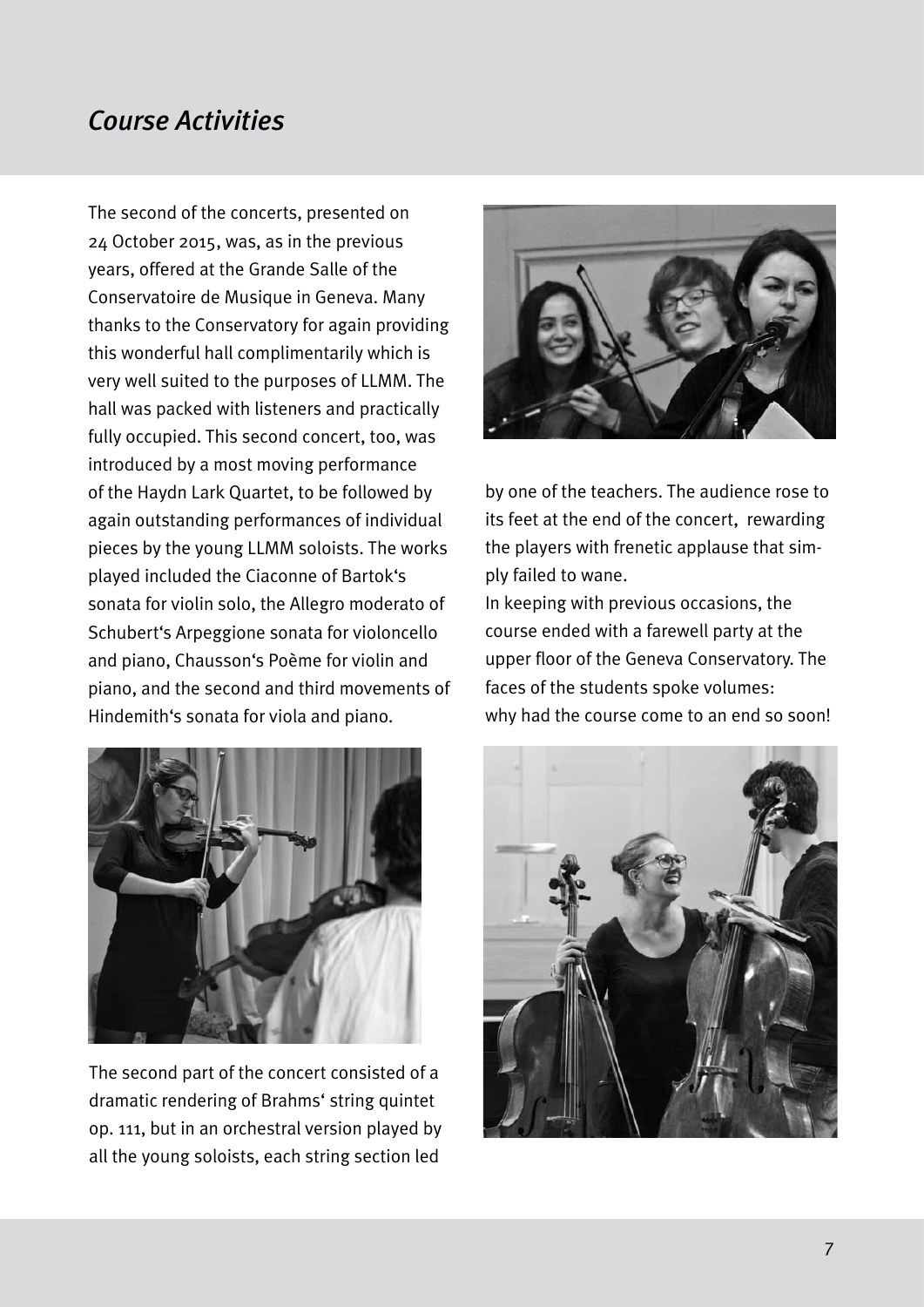## *Course Activities*

The second of the concerts, presented on 24 October 2015, was, as in the previous years, offered at the Grande Salle of the Conservatoire de Musique in Geneva. Many thanks to the Conservatory for again providing this wonderful hall complimentarily which is very well suited to the purposes of LLMM. The hall was packed with listeners and practically fully occupied. This second concert, too, was introduced by a most moving performance of the Haydn Lark Quartet, to be followed by again outstanding performances of individual pieces by the young LLMM soloists. The works played included the Ciaconne of Bartok's sonata for violin solo, the Allegro moderato of Schubert's Arpeggione sonata for violoncello and piano, Chausson's Poème for violin and piano, and the second and third movements of Hindemith's sonata for viola and piano.

The second part of the concert consisted of a dramatic rendering of Brahms' string quintet op. 111, but in an orchestral version played by all the young soloists, each string section led by one of the teachers. The audience rose to its feet at the end of the concert, rewarding the players with frenetic applause that simply failed to wane.

In keeping with previous occasions, the course ended with a farewell party at the upper floor of the Geneva Conservatory. The faces of the students spoke volumes: why had the course come to an end so soon!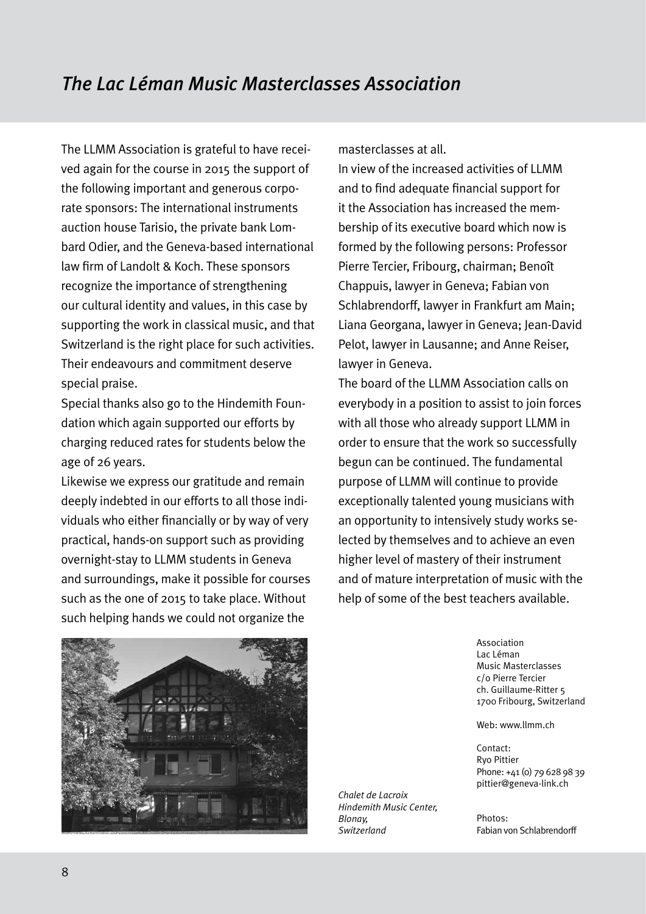# *The Lac Léman Music Masterclasses Association*

The LLMM Association is grateful to have received again for the course in 2015 the support of the following important and generous corporate sponsors: The international instruments auction house Tarisio, the private bank Lombard Odier, and the Geneva-based international law firm of Landolt & Koch. These sponsors recognize the importance of strengthening our cultural identity and values, in this case by supporting the work in classical music, and that Switzerland is the right place for such activities. Their endeavours and commitment deserve special praise.

Special thanks also go to the Hindemith Foundation which again supported our efforts by charging reduced rates for students below the age of 26 years.

Likewise we express our gratitude and remain deeply indebted in our efforts to all those individuals who either financially or by way of very practical, hands-on support such as providing overnight-stay to LLMM students in Geneva and surroundings, make it possible for courses such as the one of 2015 to take place. Without such helping hands we could not organize the masterclasses at all.

In view of the increased activities of LLMM and to find adequate financial support for it the Association has increased the membership of its executive board which now is formed by the following persons: Professor Pierre Tercier, Fribourg, chairman; Benoît Chappuis, lawyer in Geneva; Fabian von Schlabrendorff, lawyer in Frankfurt am Main; Liana Georgana, lawyer in Geneva; Jean-David Pelot, lawyer in Lausanne; and Anne Reiser, lawyer in Geneva.

The board of the LLMM Association calls on everybody in a position to assist to join forces with all those who already support LLMM in order to ensure that the work so successfully begun can be continued. The fundamental purpose of LLMM will continue to provide exceptionally talented young musicians with an opportunity to intensively study works selected by themselves and to achieve an even higher level of mastery of their instrument and of mature interpretation of music with the help of some of the best teachers available.

*Chalet de Lacroix*
*Hindemith Music Center,*
*Blonay,*
*Switzerland*

Association
Lac Léman
Music Masterclasses
c/o Pierre Tercier
ch. Guillaume-Ritter 5
1700 Fribourg, Switzerland

Web: www.llmm.ch

Contact:
Ryo Pittier
Phone: +41 (0) 79 628 98 39
pittier@geneva-link.ch

Photos:
Fabian von Schlabrendorff